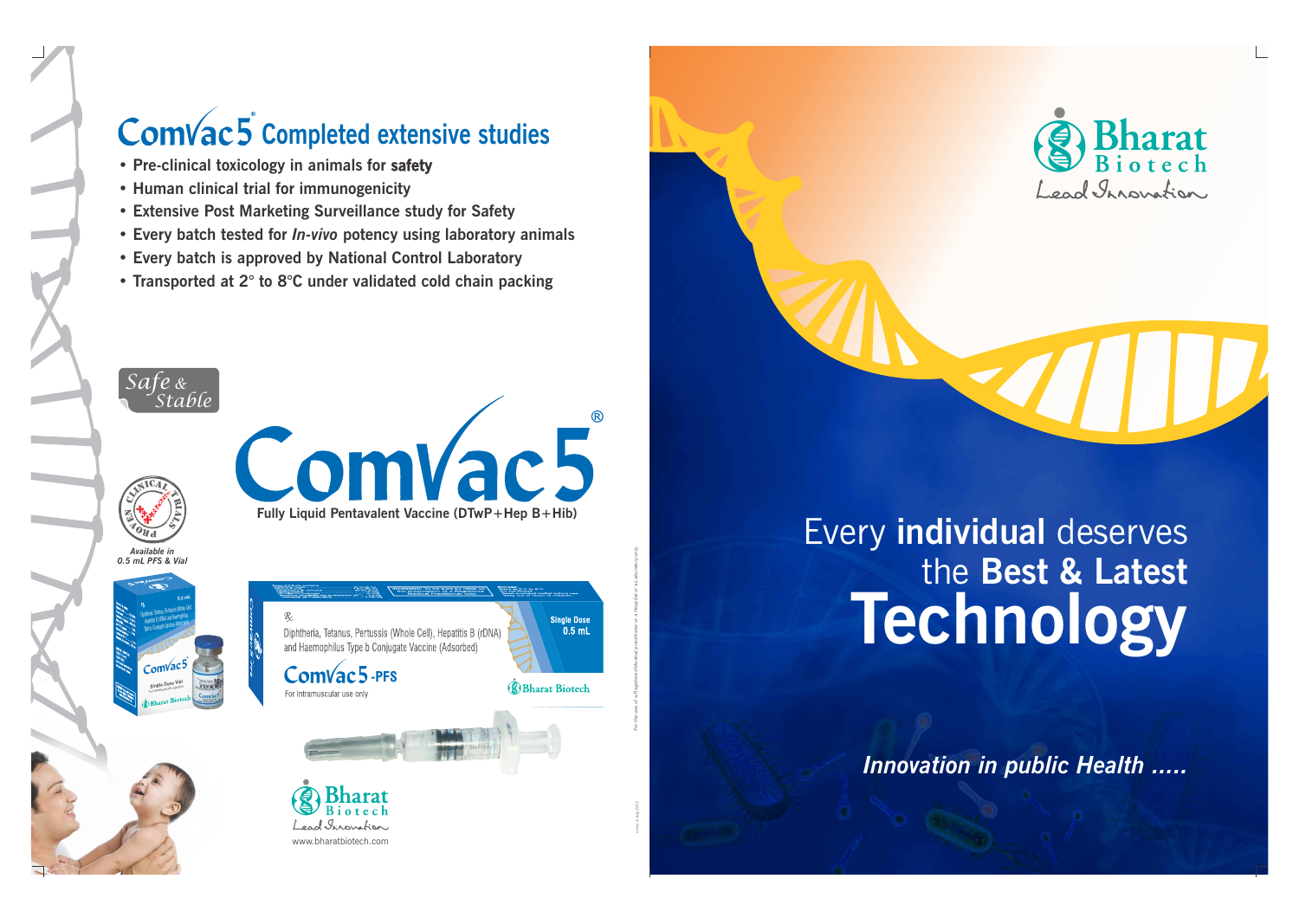# ComVac5® Completed extensive studies

- Pre-clinical toxicology in animals for **safety**
- Human clinical trial for immunogenicity
- Extensive Post Marketing Surveillance study for Safety
- Every batch tested for *In-vivo* potency using laboratory animals
- Every batch is approved by National Control Laboratory
- Transported at 2° to 8°C under validated cold chain packing

*Safe & Stable*

PROVEN CLINICAL TRIALS

*Available in 0.5 mL PFS & Vial*

# ComVac5®

**Fully Liquid Pentavalent Vaccine (DTwP+Hep B+Hib)**

Rx

Diphtheria, Tetanus, Pertussis (Whole Cell), Hepatitis B (rDNA) and Haemophilus Type b Conjugate Vaccine (Adsorbed)

**Single Dose 0.5 mL**

ComVac5-PFS

For Intramuscular use only

Bharat Biotech

Bharat Biotech
Lead Innovation
www.bharatbiotech.com

*For the use of a Registered Medical practitioner or a Hospital or a Laboratory only.*

Bharat Biotech
Lead Innovation

Every **individual** deserves
the **Best & Latest**
# Technology

***Innovation in public Health .....***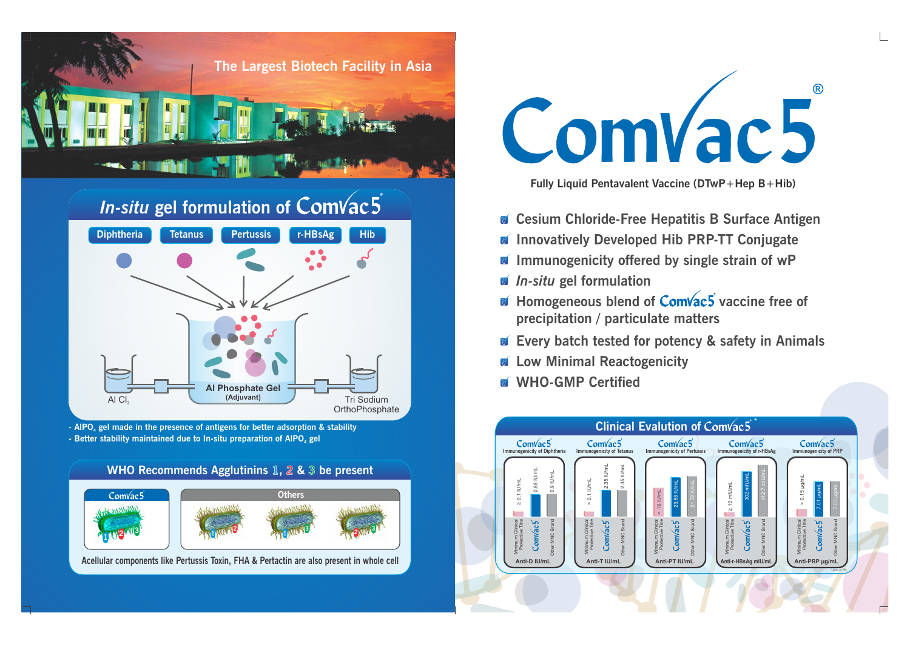The Largest Biotech Facility in Asia

## *In-situ* gel formulation of ComVac5

Diphtheria | Tetanus | Pertussis | r-HBsAg | Hib

Al $Cl_3$

Al Phosphate Gel (Adjuvant)

Tri Sodium OrthoPhosphate

- $AlPO_4$ gel made in the presence of antigens for better adsorption & stability
- Better stability maintained due to In-situ preparation of $AlPO_4$ gel

## WHO Recommends Agglutinins 1, 2 & 3 be present

ComVac5

Others

Acellular components like Pertussis Toxin, FHA & Pertactin are also present in whole cell

# ComVac5®

**Fully Liquid Pentavalent Vaccine (DTwP+Hep B+Hib)**

- Cesium Chloride-Free Hepatitis B Surface Antigen
- Innovatively Developed Hib PRP-TT Conjugate
- Immunogenicity offered by single strain of wP
- *In-situ* gel formulation
- Homogeneous blend of ComVac5 vaccine free of precipitation / particulate matters
- Every batch tested for potency & safety in Animals
- Low Minimal Reactogenicity
- WHO-GMP Certified

## Clinical Evalution of ComVac5*

ComVac5 Immunogenicity of Diphtheria
≥ 0.1 IU/mL
0.88 IU/mL
0.9 IU/mL
Minimum Clinical Protective Titre
ComVac5
Other MNC Brand
Anti-D IU/mL

ComVac5 Immunogenicity of Tetanus
> 0.1 IU/mL
2.35 IU/mL
2.35 IU/mL
Minimum Clinical Protective Titre
ComVac5
Other MNC Brand
Anti-T IU/mL

ComVac5 Immunogenicity of Pertussis
> 16 IU/mL
23.53 IU/mL
21.72 IU/mL
Minimum Clinical Protective Titre
ComVac5
Other MNC Brand
Anti-PT IU/mL

ComVac5 Immunogenicity of r-HBsAg
≥ 10 mIU/mL
312 mIU/mL
412.7 mIU/mL
Minimum Clinical Protective Titre
ComVac5
Other MNC Brand
Anti-r-HBsAg mIU/mL

ComVac5 Immunogenicity of PRP
> 0.15 µg/mL
7.01 µg/mL
7.03 µg/mL
Minimum Clinical Protective Titre
ComVac5
Other MNC Brand
Anti-PRP µg/mL

* Data on file